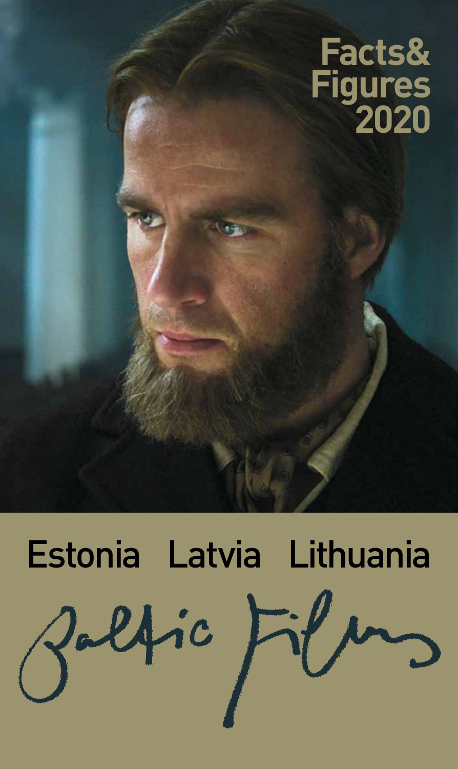# Facts& Figures 2020

## Estonia Latvia Lithuania

# Baltic Films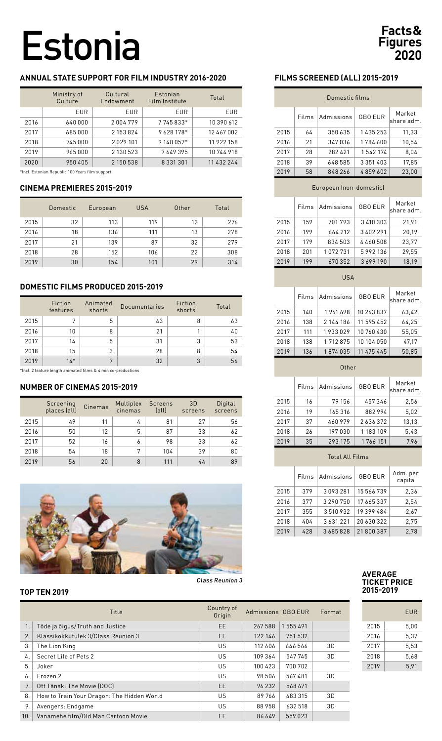# Estonia

**Facts & Figures 2020**

## ANNUAL STATE SUPPORT FOR FILM INDUSTRY 2016-2020

| | Ministry of Culture | Cultural Endowment | Estonian Film Institute | Total |
|---|---|---|---|---|
| | EUR | EUR | EUR | EUR |
| 2016 | 640 000 | 2 004 779 | 7 745 833* | 10 390 612 |
| 2017 | 685 000 | 2 153 824 | 9 628 178* | 12 467 002 |
| 2018 | 745 000 | 2 029 101 | 9 148 057* | 11 922 158 |
| 2019 | 965 000 | 2 130 523 | 7 649 395 | 10 744 918 |
| 2020 | 950 405 | 2 150 538 | 8 331 301 | 11 432 244 |

*Incl. Estonian Republic 100 Years film support

## CINEMA PREMIERES 2015-2019

| | Domestic | European | USA | Other | Total |
|---|---|---|---|---|---|
| 2015 | 32 | 113 | 119 | 12 | 276 |
| 2016 | 18 | 136 | 111 | 13 | 278 |
| 2017 | 21 | 139 | 87 | 32 | 279 |
| 2018 | 28 | 152 | 106 | 22 | 308 |
| 2019 | 30 | 154 | 101 | 29 | 314 |

## DOMESTIC FILMS PRODUCED 2015-2019

| | Fiction features | Animated shorts | Documentaries | Fiction shorts | Total |
|---|---|---|---|---|---|
| 2015 | 7 | 5 | 43 | 8 | 63 |
| 2016 | 10 | 8 | 21 | 1 | 40 |
| 2017 | 14 | 5 | 31 | 3 | 53 |
| 2018 | 15 | 3 | 28 | 8 | 54 |
| 2019 | 14* | 7 | 32 | 3 | 56 |

*Incl. 2 feature length animated films & 4 min co-productions

## NUMBER OF CINEMAS 2015-2019

| | Screening places (all) | Cinemas | Multiplex cinemas | Screens (all) | 3D screens | Digital screens |
|---|---|---|---|---|---|---|
| 2015 | 49 | 11 | 4 | 81 | 27 | 56 |
| 2016 | 50 | 12 | 5 | 87 | 33 | 62 |
| 2017 | 52 | 16 | 6 | 98 | 33 | 62 |
| 2018 | 54 | 18 | 7 | 104 | 39 | 80 |
| 2019 | 56 | 20 | 8 | 111 | 44 | 89 |

*Class Reunion 3*

## FILMS SCREENED (ALL) 2015-2019

| Domestic films | | | | |
|---|---|---|---|---|
| | Films | Admissions | GBO EUR | Market share adm. |
| 2015 | 64 | 350 635 | 1 435 253 | 11,33 |
| 2016 | 21 | 347 036 | 1 784 600 | 10,54 |
| 2017 | 28 | 282 421 | 1 542 174 | 8,04 |
| 2018 | 39 | 648 585 | 3 351 403 | 17,85 |
| 2019 | 58 | 848 266 | 4 859 602 | 23,00 |

| European (non-domestic) | | | | |
|---|---|---|---|---|
| | Films | Admissions | GBO EUR | Market share adm. |
| 2015 | 159 | 701 793 | 3 410 303 | 21,91 |
| 2016 | 199 | 664 212 | 3 402 291 | 20,19 |
| 2017 | 179 | 834 503 | 4 460 508 | 23,77 |
| 2018 | 201 | 1 072 731 | 5 992 136 | 29,55 |
| 2019 | 199 | 670 352 | 3 699 190 | 18,19 |

| USA | | | | |
|---|---|---|---|---|
| | Films | Admissions | GBO EUR | Market share adm. |
| 2015 | 140 | 1 961 698 | 10 263 837 | 63,42 |
| 2016 | 138 | 2 144 186 | 11 595 452 | 64,25 |
| 2017 | 111 | 1 933 029 | 10 760 430 | 55,05 |
| 2018 | 138 | 1 712 875 | 10 104 050 | 47,17 |
| 2019 | 136 | 1 874 035 | 11 475 445 | 50,85 |

| Other | | | | |
|---|---|---|---|---|
| | Films | Admissions | GBO EUR | Market share adm. |
| 2015 | 16 | 79 156 | 457 346 | 2,56 |
| 2016 | 19 | 165 316 | 882 994 | 5,02 |
| 2017 | 37 | 460 979 | 2 636 372 | 13,13 |
| 2018 | 26 | 197 030 | 1 183 109 | 5,43 |
| 2019 | 35 | 293 175 | 1 766 151 | 7,96 |

| Total All Films | | | | |
|---|---|---|---|---|
| | Films | Admissions | GBO EUR | Adm. per capita |
| 2015 | 379 | 3 093 281 | 15 566 739 | 2,36 |
| 2016 | 377 | 3 290 750 | 17 665 337 | 2,54 |
| 2017 | 355 | 3 510 932 | 19 399 484 | 2,67 |
| 2018 | 404 | 3 631 221 | 20 630 322 | 2,75 |
| 2019 | 428 | 3 685 828 | 21 800 387 | 2,78 |

## TOP TEN 2019

| | Title | Country of Origin | Admissions | GBO EUR | Format |
|---|---|---|---|---|---|
| 1. | Tõde ja õigus/Truth and Justice | EE | 267 588 | 1 555 491 | |
| 2. | Klassikokkutulek 3/Class Reunion 3 | EE | 122 146 | 751 532 | |
| 3. | The Lion King | US | 112 606 | 646 566 | 3D |
| 4. | Secret Life of Pets 2 | US | 109 364 | 547 745 | 3D |
| 5. | Joker | US | 100 423 | 700 702 | |
| 6. | Frozen 2 | US | 98 506 | 567 481 | 3D |
| 7. | Ott Tänak: The Movie (DOC) | EE | 96 232 | 568 671 | |
| 8. | How to Train Your Dragon: The Hidden World | US | 89 766 | 483 315 | 3D |
| 9. | Avengers: Endgame | US | 88 958 | 632 518 | 3D |
| 10. | Vanamehe film/Old Man Cartoon Movie | EE | 86 649 | 559 023 | |

## AVERAGE TICKET PRICE 2015-2019

| | EUR |
|---|---|
| 2015 | 5,00 |
| 2016 | 5,37 |
| 2017 | 5,53 |
| 2018 | 5,68 |
| 2019 | 5,91 |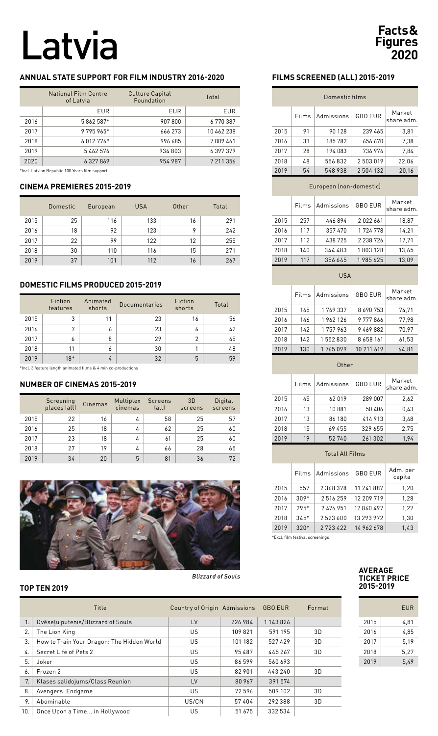# Latvia

**Facts & Figures 2020**

## ANNUAL STATE SUPPORT FOR FILM INDUSTRY 2016-2020

| | National Film Centre of Latvia | Culture Capital Foundation | Total |
|---|---|---|---|
| | EUR | EUR | EUR |
| 2016 | 5 862 587* | 907 800 | 6 770 387 |
| 2017 | 9 795 965* | 666 273 | 10 462 238 |
| 2018 | 6 012 776* | 996 685 | 7 009 461 |
| 2019 | 5 462 576 | 934 803 | 6 397 379 |
| 2020 | 6 327 869 | 954 987 | 7 211 356 |

*Incl. Latvian Republic 100 Years film support

## CINEMA PREMIERES 2015-2019

| | Domestic | European | USA | Other | Total |
|---|---|---|---|---|---|
| 2015 | 25 | 116 | 133 | 16 | 291 |
| 2016 | 18 | 92 | 123 | 9 | 242 |
| 2017 | 22 | 99 | 122 | 12 | 255 |
| 2018 | 30 | 110 | 116 | 15 | 271 |
| 2019 | 37 | 101 | 112 | 16 | 267 |

## DOMESTIC FILMS PRODUCED 2015-2019

| | Fiction features | Animated shorts | Documentaries | Fiction shorts | Total |
|---|---|---|---|---|---|
| 2015 | 3 | 11 | 23 | 16 | 56 |
| 2016 | 7 | 6 | 23 | 6 | 42 |
| 2017 | 6 | 8 | 29 | 2 | 45 |
| 2018 | 11 | 6 | 30 | 1 | 48 |
| 2019 | 18* | 4 | 32 | 5 | 59 |

*Incl. 3 feature length animated films & 4 min co-productions

## NUMBER OF CINEMAS 2015-2019

| | Screening places (all) | Cinemas | Multiplex cinemas | Screens (all) | 3D screens | Digital screens |
|---|---|---|---|---|---|---|
| 2015 | 22 | 16 | 4 | 58 | 25 | 57 |
| 2016 | 25 | 18 | 4 | 62 | 25 | 60 |
| 2017 | 23 | 18 | 4 | 61 | 25 | 60 |
| 2018 | 27 | 19 | 4 | 66 | 28 | 65 |
| 2019 | 34 | 20 | 5 | 81 | 36 | 72 |

*Blizzard of Souls*

## TOP TEN 2019

| | Title | Country of Origin | Admissions | GBO EUR | Format |
|---|---|---|---|---|---|
| 1. | Dvēseļu putenis/Blizzard of Souls | LV | 226 984 | 1 143 826 | |
| 2. | The Lion King | US | 109 821 | 591 195 | 3D |
| 3. | How to Train Your Dragon: The Hidden World | US | 101 182 | 527 429 | 3D |
| 4. | Secret Life of Pets 2 | US | 95 487 | 445 267 | 3D |
| 5. | Joker | US | 86 599 | 560 693 | |
| 6. | Frozen 2 | US | 82 901 | 443 240 | 3D |
| 7. | Klases salidojums/Class Reunion | LV | 80 967 | 391 574 | |
| 8. | Avengers: Endgame | US | 72 596 | 509 102 | 3D |
| 9. | Abominable | US/CN | 57 404 | 292 388 | 3D |
| 10. | Once Upon a Time... in Hollywood | US | 51 675 | 332 534 | |

## FILMS SCREENED (ALL) 2015-2019

| Domestic films | Films | Admissions | GBO EUR | Market share adm. |
|---|---|---|---|---|
| 2015 | 91 | 90 128 | 239 465 | 3,81 |
| 2016 | 33 | 185 782 | 656 670 | 7,38 |
| 2017 | 28 | 194 083 | 736 976 | 7,84 |
| 2018 | 48 | 556 832 | 2 503 019 | 22,06 |
| 2019 | 54 | 548 938 | 2 504 132 | 20,16 |

| European (non-domestic) | Films | Admissions | GBO EUR | Market share adm. |
|---|---|---|---|---|
| 2015 | 257 | 446 894 | 2 022 661 | 18,87 |
| 2016 | 117 | 357 470 | 1 724 778 | 14,21 |
| 2017 | 112 | 438 725 | 2 238 726 | 17,71 |
| 2018 | 140 | 344 483 | 1 803 128 | 13,65 |
| 2019 | 117 | 356 645 | 1 985 625 | 13,09 |

| USA | Films | Admissions | GBO EUR | Market share adm. |
|---|---|---|---|---|
| 2015 | 165 | 1 769 337 | 8 690 753 | 74,71 |
| 2016 | 146 | 1 962 126 | 9 777 866 | 77,98 |
| 2017 | 142 | 1 757 963 | 9 469 882 | 70,97 |
| 2018 | 142 | 1 552 830 | 8 658 161 | 61,53 |
| 2019 | 130 | 1 765 099 | 10 211 619 | 64,81 |

| Other | Films | Admissions | GBO EUR | Market share adm. |
|---|---|---|---|---|
| 2015 | 45 | 62 019 | 289 007 | 2,62 |
| 2016 | 13 | 10 881 | 50 406 | 0,43 |
| 2017 | 13 | 86 180 | 414 913 | 3,48 |
| 2018 | 15 | 69 455 | 329 655 | 2,75 |
| 2019 | 19 | 52 740 | 261 302 | 1,94 |

| Total All Films | Films | Admissions | GBO EUR | Adm. per capita |
|---|---|---|---|---|
| 2015 | 557 | 2 368 378 | 11 241 887 | 1,20 |
| 2016 | 309* | 2 516 259 | 12 209 719 | 1,28 |
| 2017 | 295* | 2 476 951 | 12 860 497 | 1,27 |
| 2018 | 345* | 2 523 600 | 13 293 972 | 1,30 |
| 2019 | 320* | 2 723 422 | 14 962 678 | 1,43 |

*Excl. film festival screenings

## AVERAGE TICKET PRICE 2015-2019

| | EUR |
|---|---|
| 2015 | 4,81 |
| 2016 | 4,85 |
| 2017 | 5,19 |
| 2018 | 5,27 |
| 2019 | 5,49 |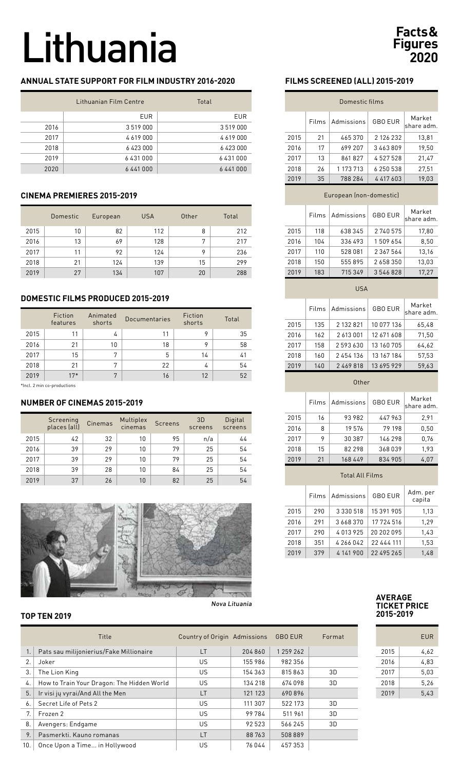# Lithuania

**Facts & Figures 2020**

## ANNUAL STATE SUPPORT FOR FILM INDUSTRY 2016-2020

| | Lithuanian Film Centre | Total |
|---|---|---|
| | EUR | EUR |
| 2016 | 3 519 000 | 3 519 000 |
| 2017 | 4 619 000 | 4 619 000 |
| 2018 | 6 423 000 | 6 423 000 |
| 2019 | 6 431 000 | 6 431 000 |
| 2020 | 6 441 000 | 6 441 000 |

## CINEMA PREMIERES 2015-2019

| | Domestic | European | USA | Other | Total |
|---|---|---|---|---|---|
| 2015 | 10 | 82 | 112 | 8 | 212 |
| 2016 | 13 | 69 | 128 | 7 | 217 |
| 2017 | 11 | 92 | 124 | 9 | 236 |
| 2018 | 21 | 124 | 139 | 15 | 299 |
| 2019 | 27 | 134 | 107 | 20 | 288 |

## DOMESTIC FILMS PRODUCED 2015-2019

| | Fiction features | Animated shorts | Documentaries | Fiction shorts | Total |
|---|---|---|---|---|---|
| 2015 | 11 | 4 | 11 | 9 | 35 |
| 2016 | 21 | 10 | 18 | 9 | 58 |
| 2017 | 15 | 7 | 5 | 14 | 41 |
| 2018 | 21 | 7 | 22 | 4 | 54 |
| 2019 | 17* | 7 | 16 | 12 | 52 |

*Incl. 2 min co-productions

## NUMBER OF CINEMAS 2015-2019

| | Screening places (all) | Cinemas | Multiplex cinemas | Screens | 3D screens | Digital screens |
|---|---|---|---|---|---|---|
| 2015 | 42 | 32 | 10 | 95 | n/a | 44 |
| 2016 | 39 | 29 | 10 | 79 | 25 | 54 |
| 2017 | 39 | 29 | 10 | 79 | 25 | 54 |
| 2018 | 39 | 28 | 10 | 84 | 25 | 54 |
| 2019 | 37 | 26 | 10 | 82 | 25 | 54 |

*Nova Lituania*

## FILMS SCREENED (ALL) 2015-2019

| Domestic films | | | | |
|---|---|---|---|---|
| | Films | Admissions | GBO EUR | Market share adm. |
| 2015 | 21 | 465 370 | 2 126 232 | 13,81 |
| 2016 | 17 | 699 207 | 3 463 809 | 19,50 |
| 2017 | 13 | 861 827 | 4 527 528 | 21,47 |
| 2018 | 26 | 1 173 713 | 6 250 538 | 27,51 |
| 2019 | 35 | 788 284 | 4 417 603 | 19,03 |

| European (non-domestic) | | | | |
|---|---|---|---|---|
| | Films | Admissions | GBO EUR | Market share adm. |
| 2015 | 118 | 638 345 | 2 740 575 | 17,80 |
| 2016 | 104 | 336 493 | 1 509 654 | 8,50 |
| 2017 | 110 | 528 081 | 2 367 564 | 13,16 |
| 2018 | 150 | 555 895 | 2 658 350 | 13,03 |
| 2019 | 183 | 715 349 | 3 546 828 | 17,27 |

| USA | | | | |
|---|---|---|---|---|
| | Films | Admissions | GBO EUR | Market share adm. |
| 2015 | 135 | 2 132 821 | 10 077 136 | 65,48 |
| 2016 | 162 | 2 613 001 | 12 671 608 | 71,50 |
| 2017 | 158 | 2 593 630 | 13 160 705 | 64,62 |
| 2018 | 160 | 2 454 136 | 13 167 184 | 57,53 |
| 2019 | 140 | 2 469 818 | 13 695 929 | 59,63 |

| Other | | | | |
|---|---|---|---|---|
| | Films | Admissions | GBO EUR | Market share adm. |
| 2015 | 16 | 93 982 | 447 963 | 2,91 |
| 2016 | 8 | 19 576 | 79 198 | 0,50 |
| 2017 | 9 | 30 387 | 146 298 | 0,76 |
| 2018 | 15 | 82 298 | 368 039 | 1,93 |
| 2019 | 21 | 168 449 | 834 905 | 4,07 |

| Total All Films | | | | |
|---|---|---|---|---|
| | Films | Admissions | GBO EUR | Adm. per capita |
| 2015 | 290 | 3 330 518 | 15 391 905 | 1,13 |
| 2016 | 291 | 3 668 370 | 17 724 516 | 1,29 |
| 2017 | 290 | 4 013 925 | 20 202 095 | 1,43 |
| 2018 | 351 | 4 266 042 | 22 444 111 | 1,53 |
| 2019 | 379 | 4 141 900 | 22 495 265 | 1,48 |

## TOP TEN 2019

| | Title | Country of Origin | Admissions | GBO EUR | Format |
|---|---|---|---|---|---|
| 1. | Pats sau milijonierius/Fake Millionaire | LT | 204 860 | 1 259 262 | |
| 2. | Joker | US | 155 986 | 982 356 | |
| 3. | The Lion King | US | 154 363 | 815 863 | 3D |
| 4. | How to Train Your Dragon: The Hidden World | US | 134 218 | 674 098 | 3D |
| 5. | Ir visi jų vyrai/And All the Men | LT | 121 123 | 690 896 | |
| 6. | Secret Life of Pets 2 | US | 111 307 | 522 173 | 3D |
| 7. | Frozen 2 | US | 99 784 | 511 961 | 3D |
| 8. | Avengers: Endgame | US | 92 523 | 566 245 | 3D |
| 9. | Pasmerkti. Kauno romanas | LT | 88 763 | 508 889 | |
| 10. | Once Upon a Time... in Hollywood | US | 76 044 | 457 353 | |

## AVERAGE TICKET PRICE 2015-2019

| | EUR |
|---|---|
| 2015 | 4,62 |
| 2016 | 4,83 |
| 2017 | 5,03 |
| 2018 | 5,26 |
| 2019 | 5,43 |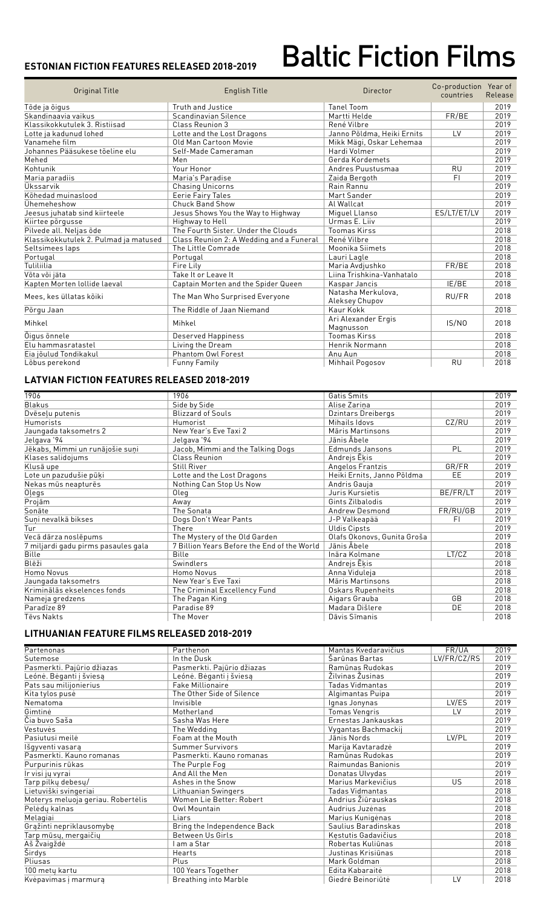# Baltic Fiction Films

## ESTONIAN FICTION FEATURES RELEASED 2018-2019

| Original Title | English Title | Director | Co-production countries | Year of Release |
|---|---|---|---|---|
| Tõde ja õigus | Truth and Justice | Tanel Toom | | 2019 |
| Skandinaavia vaikus | Scandinavian Silence | Martti Helde | FR/BE | 2019 |
| Klassikokkutulek 3. Ristiisad | Class Reunion 3 | René Vilbre | | 2019 |
| Lotte ja kadunud lohed | Lotte and the Lost Dragons | Janno Põldma, Heiki Ernits | LV | 2019 |
| Vanamehe film | Old Man Cartoon Movie | Mikk Mägi, Oskar Lehemaa | | 2019 |
| Johannes Pääsukese tõeline elu | Self-Made Cameraman | Hardi Volmer | | 2019 |
| Mehed | Men | Gerda Kordemets | | 2019 |
| Kohtunik | Your Honor | Andres Puustusmaa | RU | 2019 |
| Maria paradiis | Maria's Paradise | Zaida Bergoth | FI | 2019 |
| Ükssarvik | Chasing Unicorns | Rain Rannu | | 2019 |
| Kõhedad muinaslood | Eerie Fairy Tales | Mart Sander | | 2019 |
| Ühemeheshow | Chuck Band Show | Al Wallcat | | 2019 |
| Jeesus juhatab sind kiirteele | Jesus Shows You the Way to Highway | Miguel Llanso | ES/LT/ET/LV | 2019 |
| Kiirtee põrgusse | Highway to Hell | Urmas E. Liiv | | 2019 |
| Pilvede all. Neljas õde | The Fourth Sister. Under the Clouds | Toomas Kirss | | 2018 |
| Klassikokkutulek 2. Pulmad ja matused | Class Reunion 2: A Wedding and a Funeral | René Vilbre | | 2018 |
| Seltsimees laps | The Little Comrade | Moonika Siimets | | 2018 |
| Portugal | Portugal | Lauri Lagle | | 2018 |
| Tulililia | Fire Lily | Maria Avdjushko | FR/BE | 2018 |
| Võta või jäta | Take It or Leave It | Liina Trishkina-Vanhatalo | | 2018 |
| Kapten Morten lollide laeval | Captain Morten and the Spider Queen | Kaspar Jancis | IE/BE | 2018 |
| Mees, kes üllatas kõiki | The Man Who Surprised Everyone | Natasha Merkulova, Aleksey Chupov | RU/FR | 2018 |
| Põrgu Jaan | The Riddle of Jaan Niemand | Kaur Kokk | | 2018 |
| Mihkel | Mihkel | Ari Alexander Ergis Magnusson | IS/NO | 2018 |
| Õigus õnnele | Deserved Happiness | Toomas Kirss | | 2018 |
| Elu hammasratastel | Living the Dream | Henrik Normann | | 2018 |
| Eia jõulud Tondikakul | Phantom Owl Forest | Anu Aun | | 2018 |
| Lõbus perekond | Funny Family | Mihhail Pogosov | RU | 2018 |

## LATVIAN FICTION FEATURES RELEASED 2018-2019

| Original Title | English Title | Director | Co-production countries | Year of Release |
|---|---|---|---|---|
| 1906 | 1906 | Gatis Smits | | 2019 |
| Blakus | Side by Side | Alise Zariņa | | 2019 |
| Dvēseļu putenis | Blizzard of Souls | Dzintars Dreibergs | | 2019 |
| Humorists | Humorist | Mihails Idovs | CZ/RU | 2019 |
| Jaungada taksometrs 2 | New Year's Eve Taxi 2 | Māris Martinsons | | 2019 |
| Jelgava '94 | Jelgava '94 | Jānis Ābele | | 2019 |
| Jēkabs, Mimmi un runājošie suņi | Jacob, Mimmi and the Talking Dogs | Edmunds Jansons | PL | 2019 |
| Klases salidojums | Class Reunion | Andrejs Ēķis | | 2019 |
| Klusā upe | Still River | Angelos Frantzis | GR/FR | 2019 |
| Lote un pazudušie pūķi | Lotte and the Lost Dragons | Heiki Ernits, Janno Põldma | EE | 2019 |
| Nekas mūs neapturēs | Nothing Can Stop Us Now | Andris Gauja | | 2019 |
| Oļegs | Oleg | Juris Kursietis | BE/FR/LT | 2019 |
| Projām | Away | Gints Zilbalodis | | 2019 |
| Sonāte | The Sonata | Andrew Desmond | FR/RU/GB | 2019 |
| Suņi nevalkā bikses | Dogs Don't Wear Pants | J-P Valkeapää | FI | 2019 |
| Tur | There | Uldis Cipsts | | 2019 |
| Vecā dārza noslēpums | The Mystery of the Old Garden | Olafs Okonovs, Gunita Groša | | 2019 |
| 7 miljardi gadu pirms pasaules gala | 7 Billion Years Before the End of the World | Jānis Ābele | | 2018 |
| Bille | Bille | Ināra Kolmane | LT/CZ | 2018 |
| Blēži | Swindlers | Andrejs Ēķis | | 2018 |
| Homo Novus | Homo Novus | Anna Viduleja | | 2018 |
| Jaungada taksometrs | New Year's Eve Taxi | Māris Martinsons | | 2018 |
| Kriminālās ekselences fonds | The Criminal Excellency Fund | Oskars Rupenheits | | 2018 |
| Nameja gredzens | The Pagan King | Aigars Grauba | GB | 2018 |
| Paradīze 89 | Paradise 89 | Madara Dišlere | DE | 2018 |
| Tēvs Nakts | The Mover | Dāvis Sīmanis | | 2018 |

## LITHUANIAN FEATURE FILMS RELEASED 2018-2019

| Original Title | English Title | Director | Co-production countries | Year of Release |
|---|---|---|---|---|
| Partenonas | Parthenon | Mantas Kvedaravičius | FR/UA | 2019 |
| Sutemose | In the Dusk | Šarūnas Bartas | LV/FR/CZ/RS | 2019 |
| Pasmerkti. Pajūrio džiazas | Pasmerkti. Pajūrio džiazas | Ramūnas Rudokas | | 2019 |
| Leónė. Bėganti į šviesą | Leónė. Bėganti į šviesą | Žilvinas Žusinas | | 2019 |
| Pats sau milijonierius | Fake Millionaire | Tadas Vidmantas | | 2019 |
| Kita tylos pusė | The Other Side of Silence | Algimantas Puipa | | 2019 |
| Nematoma | Invisible | Ignas Jonynas | LV/ES | 2019 |
| Gimtinė | Motherland | Tomas Vengris | LV | 2019 |
| Čia buvo Saša | Sasha Was Here | Ernestas Jankauskas | | 2019 |
| Vestuvės | The Wedding | Vygantas Bachmackij | | 2019 |
| Pasiutusi meilė | Foam at the Mouth | Jānis Nords | LV/PL | 2019 |
| Išgyventi vasarą | Summer Survivors | Marija Kavtaradzė | | 2019 |
| Pasmerkti. Kauno romanas | Pasmerkti. Kauno romanas | Ramūnas Rudokas | | 2019 |
| Purpurinis rūkas | The Purple Fog | Raimundas Banionis | | 2019 |
| Ir visi jų vyrai | And All the Men | Donatas Ulvydas | | 2019 |
| Tarp pilkų debesų/ | Ashes in the Snow | Marius Markevičius | US | 2018 |
| Lietuviški svingeriai | Lithuanian Swingers | Tadas Vidmantas | | 2018 |
| Moterys meluoja geriau. Robertėlis | Women Lie Better: Robert | Andrius Žiūrauskas | | 2018 |
| Pelėdų kalnas | Owl Mountain | Audrius Juzėnas | | 2018 |
| Melagiai | Liars | Marius Kunigėnas | | 2018 |
| Grąžinti nepriklausomybę | Bring the Independence Back | Saulius Baradinskas | | 2018 |
| Tarp mūsų, mergaičių | Between Us Girls | Kęstutis Gadavičius | | 2018 |
| Aš Žvaigždė | I am a Star | Robertas Kuliūnas | | 2018 |
| Širdys | Hearts | Justinas Krisiūnas | | 2018 |
| Pliusas | Plus | Mark Goldman | | 2018 |
| 100 metų kartu | 100 Years Together | Edita Kabaraitė | | 2018 |
| Kvėpavimas į marmurą | Breathing into Marble | Giedrė Beinoriūtė | LV | 2018 |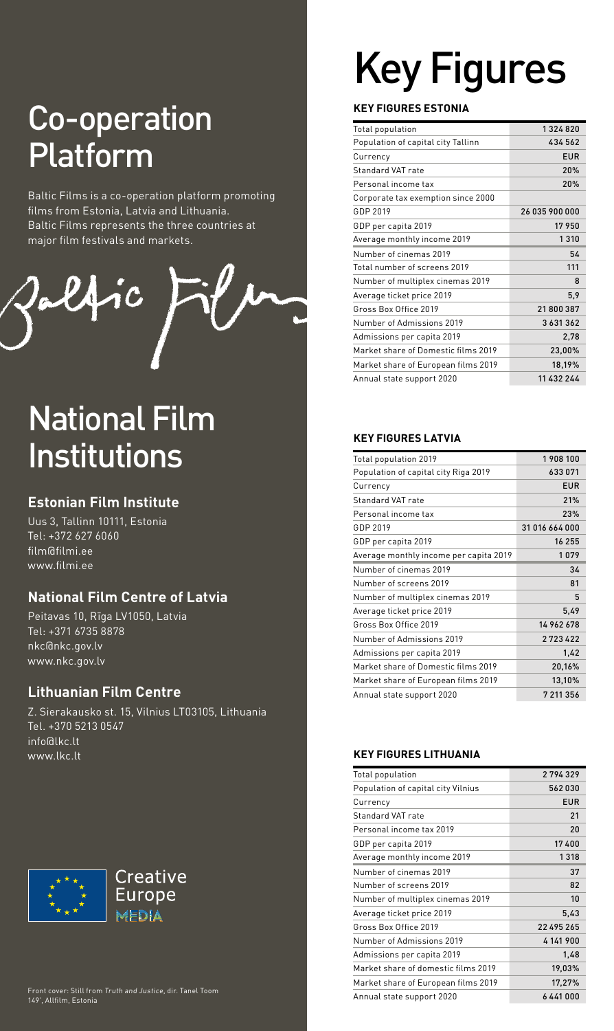# Co-operation Platform

Baltic Films is a co-operation platform promoting films from Estonia, Latvia and Lithuania. Baltic Films represents the three countries at major film festivals and markets.

# National Film Institutions

### Estonian Film Institute

Uus 3, Tallinn 10111, Estonia
Tel: +372 627 6060
film@filmi.ee
www.filmi.ee

### National Film Centre of Latvia

Peitavas 10, Rīga LV1050, Latvia
Tel: +371 6735 8878
nkc@nkc.gov.lv
www.nkc.gov.lv

### Lithuanian Film Centre

Z. Sierakausko st. 15, Vilnius LT03105, Lithuania
Tel. +370 5213 0547
info@lkc.lt
www.lkc.lt

Creative Europe MEDIA

Front cover: Still from *Truth and Justice*, dir. Tanel Toom 149', Allfilm, Estonia

# Key Figures

### KEY FIGURES ESTONIA

| | |
|---|---|
| Total population | 1 324 820 |
| Population of capital city Tallinn | 434 562 |
| Currency | EUR |
| Standard VAT rate | 20% |
| Personal income tax | 20% |
| Corporate tax exemption since 2000 | |
| GDP 2019 | 26 035 900 000 |
| GDP per capita 2019 | 17 950 |
| Average monthly income 2019 | 1 310 |
| Number of cinemas 2019 | 54 |
| Total number of screens 2019 | 111 |
| Number of multiplex cinemas 2019 | 8 |
| Average ticket price 2019 | 5,9 |
| Gross Box Office 2019 | 21 800 387 |
| Number of Admissions 2019 | 3 631 362 |
| Admissions per capita 2019 | 2,78 |
| Market share of Domestic films 2019 | 23,00% |
| Market share of European films 2019 | 18,19% |
| Annual state support 2020 | 11 432 244 |

### KEY FIGURES LATVIA

| | |
|---|---|
| Total population 2019 | 1 908 100 |
| Population of capital city Riga 2019 | 633 071 |
| Currency | EUR |
| Standard VAT rate | 21% |
| Personal income tax | 23% |
| GDP 2019 | 31 016 664 000 |
| GDP per capita 2019 | 16 255 |
| Average monthly income per capita 2019 | 1 079 |
| Number of cinemas 2019 | 34 |
| Number of screens 2019 | 81 |
| Number of multiplex cinemas 2019 | 5 |
| Average ticket price 2019 | 5,49 |
| Gross Box Office 2019 | 14 962 678 |
| Number of Admissions 2019 | 2 723 422 |
| Admissions per capita 2019 | 1,42 |
| Market share of Domestic films 2019 | 20,16% |
| Market share of European films 2019 | 13,10% |
| Annual state support 2020 | 7 211 356 |

### KEY FIGURES LITHUANIA

| | |
|---|---|
| Total population | 2 794 329 |
| Population of capital city Vilnius | 562 030 |
| Currency | EUR |
| Standard VAT rate | 21 |
| Personal income tax 2019 | 20 |
| GDP per capita 2019 | 17 400 |
| Average monthly income 2019 | 1 318 |
| Number of cinemas 2019 | 37 |
| Number of screens 2019 | 82 |
| Number of multiplex cinemas 2019 | 10 |
| Average ticket price 2019 | 5,43 |
| Gross Box Office 2019 | 22 495 265 |
| Number of Admissions 2019 | 4 141 900 |
| Admissions per capita 2019 | 1,48 |
| Market share of domestic films 2019 | 19,03% |
| Market share of European films 2019 | 17,27% |
| Annual state support 2020 | 6 441 000 |